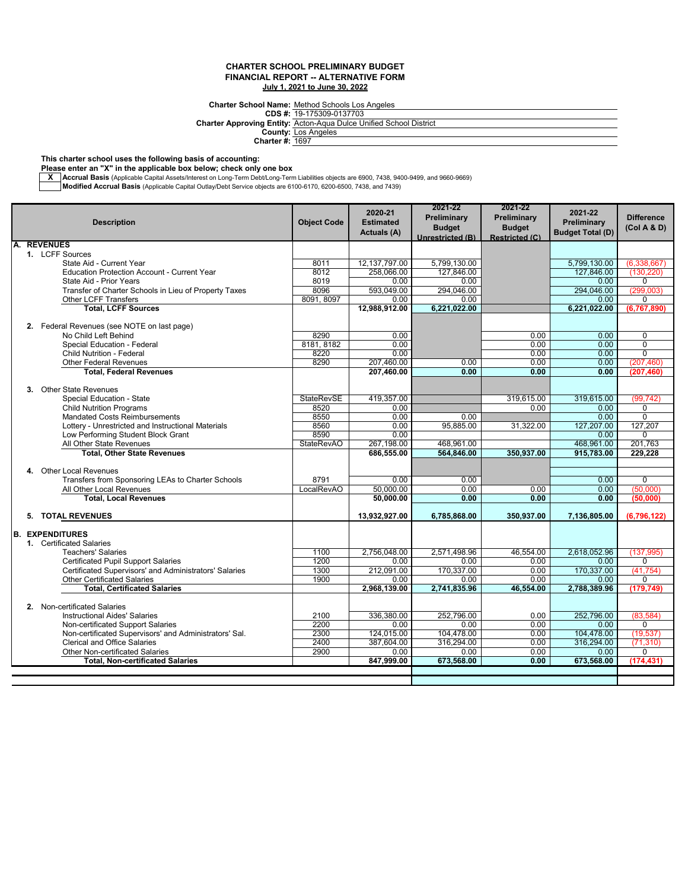# CHARTER SCHOOL PRELIMINARY BUDGET
## FINANCIAL REPORT -- ALTERNATIVE FORM
**July 1, 2021 to June 30, 2022**

**Charter School Name:** Method Schools Los Angeles
**CDS #:** 19-175309-0137703
**Charter Approving Entity:** Acton-Aqua Dulce Unified School District
**County:** Los Angeles
**Charter #:** 1697

**This charter school uses the following basis of accounting:**
**Please enter an "X" in the applicable box below; check only one box**

| | |
|---|---|
| X | **Accrual Basis** (Applicable Capital Assets/Interest on Long-Term Debt/Long-Term Liabilities objects are 6900, 7438, 9400-9499, and 9660-9669) |
| | **Modified Accrual Basis** (Applicable Capital Outlay/Debt Service objects are 6100-6170, 6200-6500, 7438, and 7439) |

| Description | Object Code | 2020-21 Estimated Actuals (A) | 2021-22 Preliminary Budget Unrestricted (B) | 2021-22 Preliminary Budget Restricted (C) | 2021-22 Preliminary Budget Total (D) | Difference (Col A & D) |
|---|---|---|---|---|---|---|
| **A. REVENUES** | | | | | | |
| **1.** LCFF Sources | | | | | | |
| State Aid - Current Year | 8011 | 12,137,797.00 | 5,799,130.00 | | 5,799,130.00 | (6,338,667) |
| Education Protection Account - Current Year | 8012 | 258,066.00 | 127,846.00 | | 127,846.00 | (130,220) |
| State Aid - Prior Years | 8019 | 0.00 | 0.00 | | 0.00 | 0 |
| Transfer of Charter Schools in Lieu of Property Taxes | 8096 | 593,049.00 | 294,046.00 | | 294,046.00 | (299,003) |
| Other LCFF Transfers | 8091, 8097 | 0.00 | 0.00 | | 0.00 | 0 |
| **Total, LCFF Sources** | | **12,988,912.00** | **6,221,022.00** | | **6,221,022.00** | **(6,767,890)** |
| **2.** Federal Revenues (see NOTE on last page) | | | | | | |
| No Child Left Behind | 8290 | 0.00 | | 0.00 | 0.00 | 0 |
| Special Education - Federal | 8181, 8182 | 0.00 | | 0.00 | 0.00 | 0 |
| Child Nutrition - Federal | 8220 | 0.00 | | 0.00 | 0.00 | 0 |
| Other Federal Revenues | 8290 | 207,460.00 | 0.00 | 0.00 | 0.00 | (207,460) |
| **Total, Federal Revenues** | | **207,460.00** | **0.00** | **0.00** | **0.00** | **(207,460)** |
| **3.** Other State Revenues | | | | | | |
| Special Education - State | StateRevSE | 419,357.00 | | 319,615.00 | 319,615.00 | (99,742) |
| Child Nutrition Programs | 8520 | 0.00 | | 0.00 | 0.00 | 0 |
| Mandated Costs Reimbursements | 8550 | 0.00 | 0.00 | | 0.00 | 0 |
| Lottery - Unrestricted and Instructional Materials | 8560 | 0.00 | 95,885.00 | 31,322.00 | 127,207.00 | 127,207 |
| Low Performing Student Block Grant | 8590 | 0.00 | | | 0.00 | 0 |
| All Other State Revenues | StateRevAO | 267,198.00 | 468,961.00 | | 468,961.00 | 201,763 |
| **Total, Other State Revenues** | | **686,555.00** | **564,846.00** | **350,937.00** | **915,783.00** | **229,228** |
| **4.** Other Local Revenues | | | | | | |
| Transfers from Sponsoring LEAs to Charter Schools | 8791 | 0.00 | 0.00 | | 0.00 | 0 |
| All Other Local Revenues | LocalRevAO | 50,000.00 | 0.00 | 0.00 | 0.00 | (50,000) |
| **Total, Local Revenues** | | **50,000.00** | **0.00** | **0.00** | **0.00** | **(50,000)** |
| **5. TOTAL REVENUES** | | **13,932,927.00** | **6,785,868.00** | **350,937.00** | **7,136,805.00** | **(6,796,122)** |
| **B. EXPENDITURES** | | | | | | |
| **1.** Certificated Salaries | | | | | | |
| Teachers' Salaries | 1100 | 2,756,048.00 | 2,571,498.96 | 46,554.00 | 2,618,052.96 | (137,995) |
| Certificated Pupil Support Salaries | 1200 | 0.00 | 0.00 | 0.00 | 0.00 | 0 |
| Certificated Supervisors' and Administrators' Salaries | 1300 | 212,091.00 | 170,337.00 | 0.00 | 170,337.00 | (41,754) |
| Other Certificated Salaries | 1900 | 0.00 | 0.00 | 0.00 | 0.00 | 0 |
| **Total, Certificated Salaries** | | **2,968,139.00** | **2,741,835.96** | **46,554.00** | **2,788,389.96** | **(179,749)** |
| **2.** Non-certificated Salaries | | | | | | |
| Instructional Aides' Salaries | 2100 | 336,380.00 | 252,796.00 | 0.00 | 252,796.00 | (83,584) |
| Non-certificated Support Salaries | 2200 | 0.00 | 0.00 | 0.00 | 0.00 | 0 |
| Non-certificated Supervisors' and Administrators' Sal. | 2300 | 124,015.00 | 104,478.00 | 0.00 | 104,478.00 | (19,537) |
| Clerical and Office Salaries | 2400 | 387,604.00 | 316,294.00 | 0.00 | 316,294.00 | (71,310) |
| Other Non-certificated Salaries | 2900 | 0.00 | 0.00 | 0.00 | 0.00 | 0 |
| **Total, Non-certificated Salaries** | | **847,999.00** | **673,568.00** | **0.00** | **673,568.00** | **(174,431)** |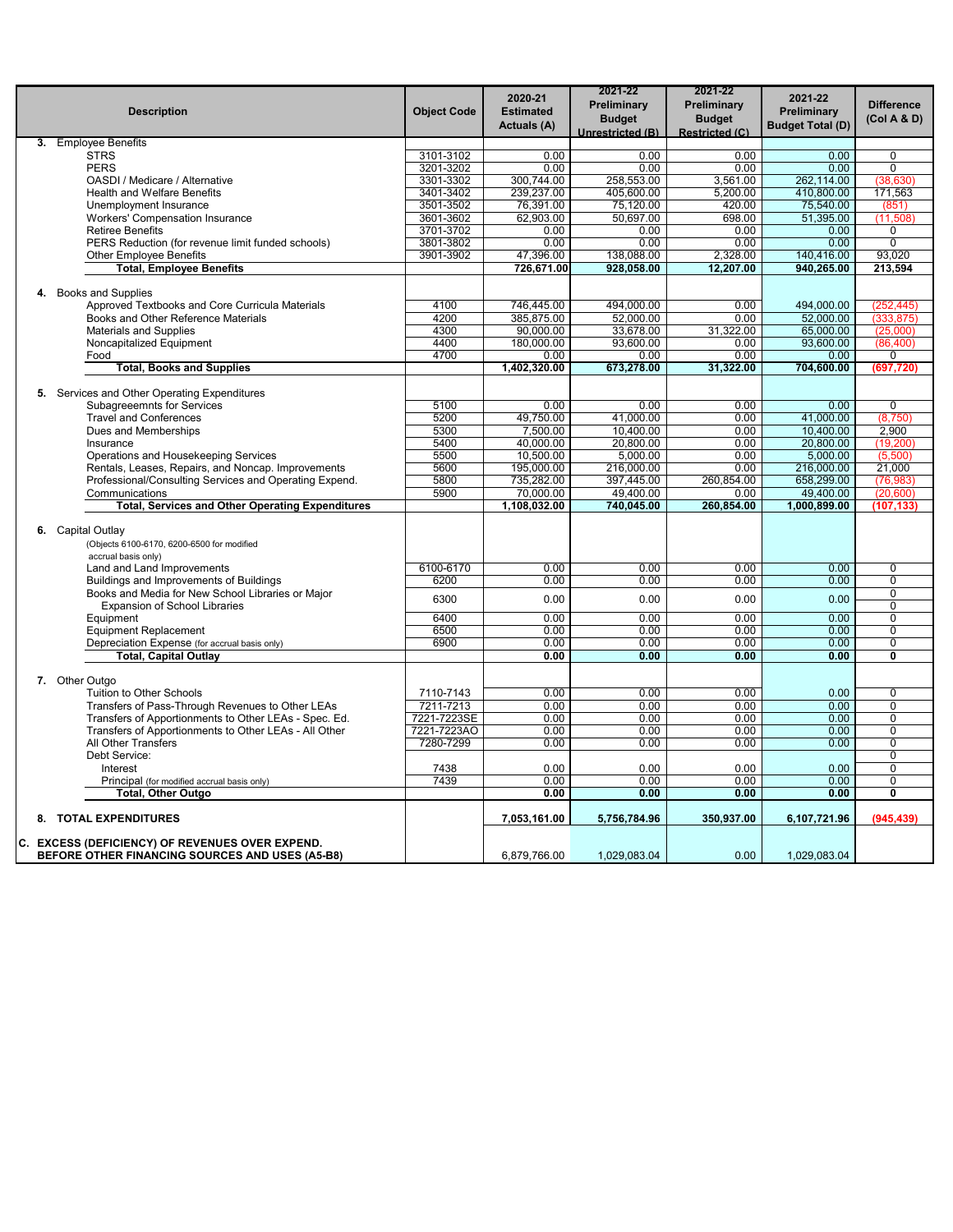| Description | Object Code | 2020-21 Estimated Actuals (A) | 2021-22 Preliminary Budget Unrestricted (B) | 2021-22 Preliminary Budget Restricted (C) | 2021-22 Preliminary Budget Total (D) | Difference (Col A & D) |
|---|---|---|---|---|---|---|
| **3.** Employee Benefits | | | | | | |
| STRS | 3101-3102 | 0.00 | 0.00 | 0.00 | 0.00 | 0 |
| PERS | 3201-3202 | 0.00 | 0.00 | 0.00 | 0.00 | 0 |
| OASDI / Medicare / Alternative | 3301-3302 | 300,744.00 | 258,553.00 | 3,561.00 | 262,114.00 | (38,630) |
| Health and Welfare Benefits | 3401-3402 | 239,237.00 | 405,600.00 | 5,200.00 | 410,800.00 | 171,563 |
| Unemployment Insurance | 3501-3502 | 76,391.00 | 75,120.00 | 420.00 | 75,540.00 | (851) |
| Workers' Compensation Insurance | 3601-3602 | 62,903.00 | 50,697.00 | 698.00 | 51,395.00 | (11,508) |
| Retiree Benefits | 3701-3702 | 0.00 | 0.00 | 0.00 | 0.00 | 0 |
| PERS Reduction (for revenue limit funded schools) | 3801-3802 | 0.00 | 0.00 | 0.00 | 0.00 | 0 |
| Other Employee Benefits | 3901-3902 | 47,396.00 | 138,088.00 | 2,328.00 | 140,416.00 | 93,020 |
| **Total, Employee Benefits** | | **726,671.00** | **928,058.00** | **12,207.00** | **940,265.00** | **213,594** |
| **4.** Books and Supplies | | | | | | |
| Approved Textbooks and Core Curricula Materials | 4100 | 746,445.00 | 494,000.00 | 0.00 | 494,000.00 | (252,445) |
| Books and Other Reference Materials | 4200 | 385,875.00 | 52,000.00 | 0.00 | 52,000.00 | (333,875) |
| Materials and Supplies | 4300 | 90,000.00 | 33,678.00 | 31,322.00 | 65,000.00 | (25,000) |
| Noncapitalized Equipment | 4400 | 180,000.00 | 93,600.00 | 0.00 | 93,600.00 | (86,400) |
| Food | 4700 | 0.00 | 0.00 | 0.00 | 0.00 | 0 |
| **Total, Books and Supplies** | | **1,402,320.00** | **673,278.00** | **31,322.00** | **704,600.00** | **(697,720)** |
| **5.** Services and Other Operating Expenditures | | | | | | |
| Subagreeemnts for Services | 5100 | 0.00 | 0.00 | 0.00 | 0.00 | 0 |
| Travel and Conferences | 5200 | 49,750.00 | 41,000.00 | 0.00 | 41,000.00 | (8,750) |
| Dues and Memberships | 5300 | 7,500.00 | 10,400.00 | 0.00 | 10,400.00 | 2,900 |
| Insurance | 5400 | 40,000.00 | 20,800.00 | 0.00 | 20,800.00 | (19,200) |
| Operations and Housekeeping Services | 5500 | 10,500.00 | 5,000.00 | 0.00 | 5,000.00 | (5,500) |
| Rentals, Leases, Repairs, and Noncap. Improvements | 5600 | 195,000.00 | 216,000.00 | 0.00 | 216,000.00 | 21,000 |
| Professional/Consulting Services and Operating Expend. | 5800 | 735,282.00 | 397,445.00 | 260,854.00 | 658,299.00 | (76,983) |
| Communications | 5900 | 70,000.00 | 49,400.00 | 0.00 | 49,400.00 | (20,600) |
| **Total, Services and Other Operating Expenditures** | | **1,108,032.00** | **740,045.00** | **260,854.00** | **1,000,899.00** | **(107,133)** |
| **6.** Capital Outlay (Objects 6100-6170, 6200-6500 for modified accrual basis only) | | | | | | |
| Land and Land Improvements | 6100-6170 | 0.00 | 0.00 | 0.00 | 0.00 | 0 |
| Buildings and Improvements of Buildings | 6200 | 0.00 | 0.00 | 0.00 | 0.00 | 0 |
| Books and Media for New School Libraries or Major Expansion of School Libraries | 6300 | 0.00 | 0.00 | 0.00 | 0.00 | 0 |
| Equipment | 6400 | 0.00 | 0.00 | 0.00 | 0.00 | 0 |
| Equipment Replacement | 6500 | 0.00 | 0.00 | 0.00 | 0.00 | 0 |
| Depreciation Expense (for accrual basis only) | 6900 | 0.00 | 0.00 | 0.00 | 0.00 | 0 |
| **Total, Capital Outlay** | | **0.00** | **0.00** | **0.00** | **0.00** | **0** |
| **7.** Other Outgo | | | | | | |
| Tuition to Other Schools | 7110-7143 | 0.00 | 0.00 | 0.00 | 0.00 | 0 |
| Transfers of Pass-Through Revenues to Other LEAs | 7211-7213 | 0.00 | 0.00 | 0.00 | 0.00 | 0 |
| Transfers of Apportionments to Other LEAs - Spec. Ed. | 7221-7223SE | 0.00 | 0.00 | 0.00 | 0.00 | 0 |
| Transfers of Apportionments to Other LEAs - All Other | 7221-7223AO | 0.00 | 0.00 | 0.00 | 0.00 | 0 |
| All Other Transfers | 7280-7299 | 0.00 | 0.00 | 0.00 | 0.00 | 0 |
| Debt Service: | | | | | | 0 |
| Interest | 7438 | 0.00 | 0.00 | 0.00 | 0.00 | 0 |
| Principal (for modified accrual basis only) | 7439 | 0.00 | 0.00 | 0.00 | 0.00 | 0 |
| **Total, Other Outgo** | | **0.00** | **0.00** | **0.00** | **0.00** | **0** |
| **8. TOTAL EXPENDITURES** | | **7,053,161.00** | **5,756,784.96** | **350,937.00** | **6,107,721.96** | **(945,439)** |
| **C. EXCESS (DEFICIENCY) OF REVENUES OVER EXPEND. BEFORE OTHER FINANCING SOURCES AND USES (A5-B8)** | | 6,879,766.00 | 1,029,083.04 | 0.00 | 1,029,083.04 | |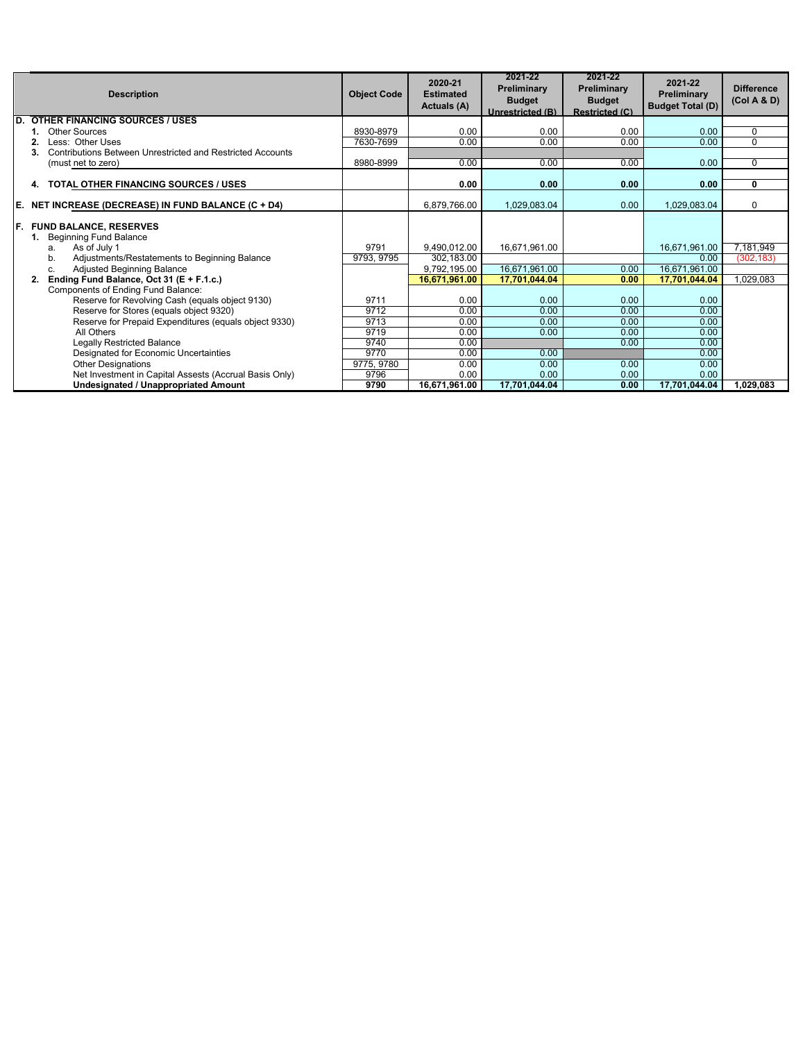| Description | Object Code | 2020-21 Estimated Actuals (A) | 2021-22 Preliminary Budget Unrestricted (B) | 2021-22 Preliminary Budget Restricted (C) | 2021-22 Preliminary Budget Total (D) | Difference (Col A & D) |
|---|---|---|---|---|---|---|
| **D. OTHER FINANCING SOURCES / USES** | | | | | | |
| 1. Other Sources | 8930-8979 | 0.00 | 0.00 | 0.00 | 0.00 | 0 |
| 2. Less: Other Uses | 7630-7699 | 0.00 | 0.00 | 0.00 | 0.00 | 0 |
| 3. Contributions Between Unrestricted and Restricted Accounts (must net to zero) | 8980-8999 | 0.00 | 0.00 | 0.00 | 0.00 | 0 |
| **4. TOTAL OTHER FINANCING SOURCES / USES** | | **0.00** | **0.00** | **0.00** | **0.00** | **0** |
| **E. NET INCREASE (DECREASE) IN FUND BALANCE (C + D4)** | | 6,879,766.00 | 1,029,083.04 | 0.00 | 1,029,083.04 | 0 |
| **F. FUND BALANCE, RESERVES** | | | | | | |
| 1. Beginning Fund Balance | | | | | | |
| a. As of July 1 | 9791 | 9,490,012.00 | 16,671,961.00 | | 16,671,961.00 | 7,181,949 |
| b. Adjustments/Restatements to Beginning Balance | 9793, 9795 | 302,183.00 | | | 0.00 | (302,183) |
| c. Adjusted Beginning Balance | | 9,792,195.00 | 16,671,961.00 | 0.00 | 16,671,961.00 | |
| **2. Ending Fund Balance, Oct 31 (E + F.1.c.)** | | **16,671,961.00** | **17,701,044.04** | **0.00** | **17,701,044.04** | 1,029,083 |
| Components of Ending Fund Balance: | | | | | | |
| Reserve for Revolving Cash (equals object 9130) | 9711 | 0.00 | 0.00 | 0.00 | 0.00 | |
| Reserve for Stores (equals object 9320) | 9712 | 0.00 | 0.00 | 0.00 | 0.00 | |
| Reserve for Prepaid Expenditures (equals object 9330) | 9713 | 0.00 | 0.00 | 0.00 | 0.00 | |
| All Others | 9719 | 0.00 | 0.00 | 0.00 | 0.00 | |
| Legally Restricted Balance | 9740 | 0.00 | | 0.00 | 0.00 | |
| Designated for Economic Uncertainties | 9770 | 0.00 | 0.00 | | 0.00 | |
| Other Designations | 9775, 9780 | 0.00 | 0.00 | 0.00 | 0.00 | |
| Net Investment in Capital Assests (Accrual Basis Only) | 9796 | 0.00 | 0.00 | 0.00 | 0.00 | |
| **Undesignated / Unappropriated Amount** | **9790** | **16,671,961.00** | **17,701,044.04** | **0.00** | **17,701,044.04** | **1,029,083** |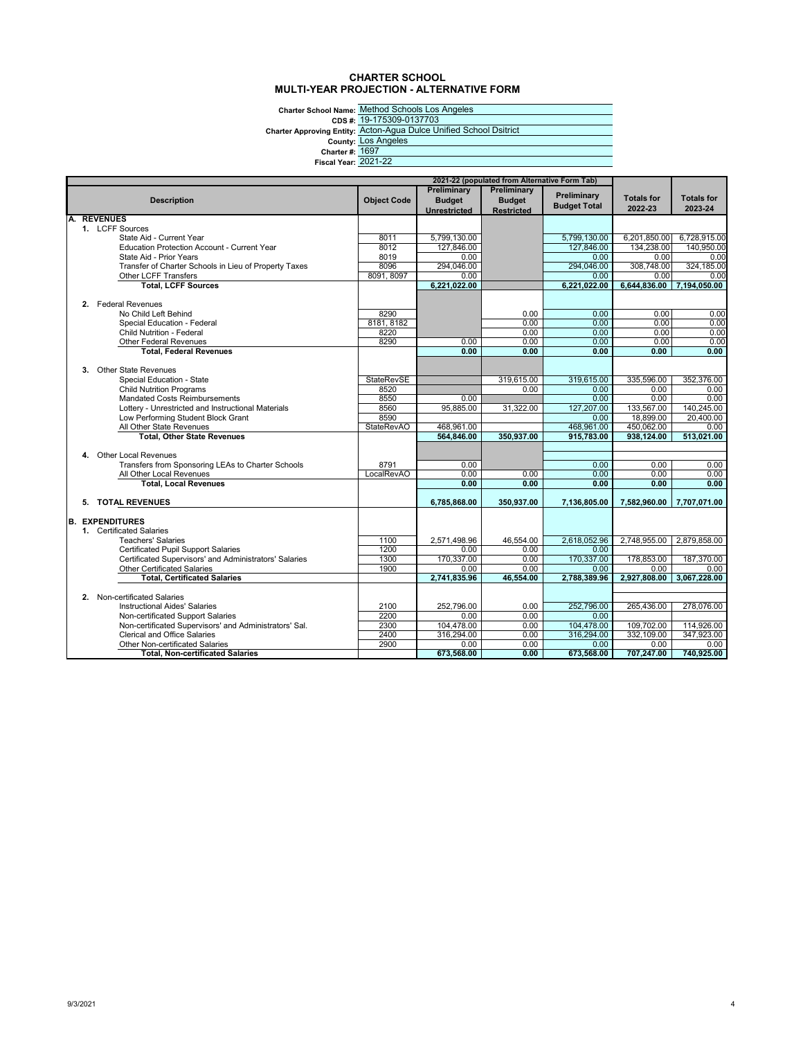# CHARTER SCHOOL
## MULTI-YEAR PROJECTION - ALTERNATIVE FORM

**Charter School Name:** Method Schools Los Angeles
**CDS #:** 19-175309-0137703
**Charter Approving Entity:** Acton-Agua Dulce Unified School Dsitrict
**County:** Los Angeles
**Charter #:** 1697
**Fiscal Year:** 2021-22

| Description | Object Code | 2021-22 (populated from Alternative Form Tab) Preliminary Budget Unrestricted | Preliminary Budget Restricted | Preliminary Budget Total | Totals for 2022-23 | Totals for 2023-24 |
|---|---|---|---|---|---|---|
| **A. REVENUES** | | | | | | |
| 1. LCFF Sources | | | | | | |
| State Aid - Current Year | 8011 | 5,799,130.00 | | 5,799,130.00 | 6,201,850.00 | 6,728,915.00 |
| Education Protection Account - Current Year | 8012 | 127,846.00 | | 127,846.00 | 134,238.00 | 140,950.00 |
| State Aid - Prior Years | 8019 | 0.00 | | 0.00 | 0.00 | 0.00 |
| Transfer of Charter Schools in Lieu of Property Taxes | 8096 | 294,046.00 | | 294,046.00 | 308,748.00 | 324,185.00 |
| Other LCFF Transfers | 8091, 8097 | 0.00 | | 0.00 | 0.00 | 0.00 |
| **Total, LCFF Sources** | | **6,221,022.00** | | **6,221,022.00** | **6,644,836.00** | **7,194,050.00** |
| 2. Federal Revenues | | | | | | |
| No Child Left Behind | 8290 | | 0.00 | 0.00 | 0.00 | 0.00 |
| Special Education - Federal | 8181, 8182 | | 0.00 | 0.00 | 0.00 | 0.00 |
| Child Nutrition - Federal | 8220 | | 0.00 | 0.00 | 0.00 | 0.00 |
| Other Federal Revenues | 8290 | 0.00 | 0.00 | 0.00 | 0.00 | 0.00 |
| **Total, Federal Revenues** | | **0.00** | **0.00** | **0.00** | **0.00** | **0.00** |
| 3. Other State Revenues | | | | | | |
| Special Education - State | StateRevSE | | 319,615.00 | 319,615.00 | 335,596.00 | 352,376.00 |
| Child Nutrition Programs | 8520 | | 0.00 | 0.00 | 0.00 | 0.00 |
| Mandated Costs Reimbursements | 8550 | 0.00 | | 0.00 | 0.00 | 0.00 |
| Lottery - Unrestricted and Instructional Materials | 8560 | 95,885.00 | 31,322.00 | 127,207.00 | 133,567.00 | 140,245.00 |
| Low Performing Student Block Grant | 8590 | | | 0.00 | 18,899.00 | 20,400.00 |
| All Other State Revenues | StateRevAO | 468,961.00 | | 468,961.00 | 450,062.00 | 0.00 |
| **Total, Other State Revenues** | | **564,846.00** | **350,937.00** | **915,783.00** | **938,124.00** | **513,021.00** |
| 4. Other Local Revenues | | | | | | |
| Transfers from Sponsoring LEAs to Charter Schools | 8791 | 0.00 | | 0.00 | 0.00 | 0.00 |
| All Other Local Revenues | LocalRevAO | 0.00 | 0.00 | 0.00 | 0.00 | 0.00 |
| **Total, Local Revenues** | | **0.00** | **0.00** | **0.00** | **0.00** | **0.00** |
| **5. TOTAL REVENUES** | | **6,785,868.00** | **350,937.00** | **7,136,805.00** | **7,582,960.00** | **7,707,071.00** |
| **B. EXPENDITURES** | | | | | | |
| 1. Certificated Salaries | | | | | | |
| Teachers' Salaries | 1100 | 2,571,498.96 | 46,554.00 | 2,618,052.96 | 2,748,955.00 | 2,879,858.00 |
| Certificated Pupil Support Salaries | 1200 | 0.00 | 0.00 | 0.00 | | |
| Certificated Supervisors' and Administrators' Salaries | 1300 | 170,337.00 | 0.00 | 170,337.00 | 178,853.00 | 187,370.00 |
| Other Certificated Salaries | 1900 | 0.00 | 0.00 | 0.00 | 0.00 | 0.00 |
| **Total, Certificated Salaries** | | **2,741,835.96** | **46,554.00** | **2,788,389.96** | **2,927,808.00** | **3,067,228.00** |
| 2. Non-certificated Salaries | | | | | | |
| Instructional Aides' Salaries | 2100 | 252,796.00 | 0.00 | 252,796.00 | 265,436.00 | 278,076.00 |
| Non-certificated Support Salaries | 2200 | 0.00 | 0.00 | 0.00 | | |
| Non-certificated Supervisors' and Administrators' Sal. | 2300 | 104,478.00 | 0.00 | 104,478.00 | 109,702.00 | 114,926.00 |
| Clerical and Office Salaries | 2400 | 316,294.00 | 0.00 | 316,294.00 | 332,109.00 | 347,923.00 |
| Other Non-certificated Salaries | 2900 | 0.00 | 0.00 | 0.00 | 0.00 | 0.00 |
| **Total, Non-certificated Salaries** | | **673,568.00** | **0.00** | **673,568.00** | **707,247.00** | **740,925.00** |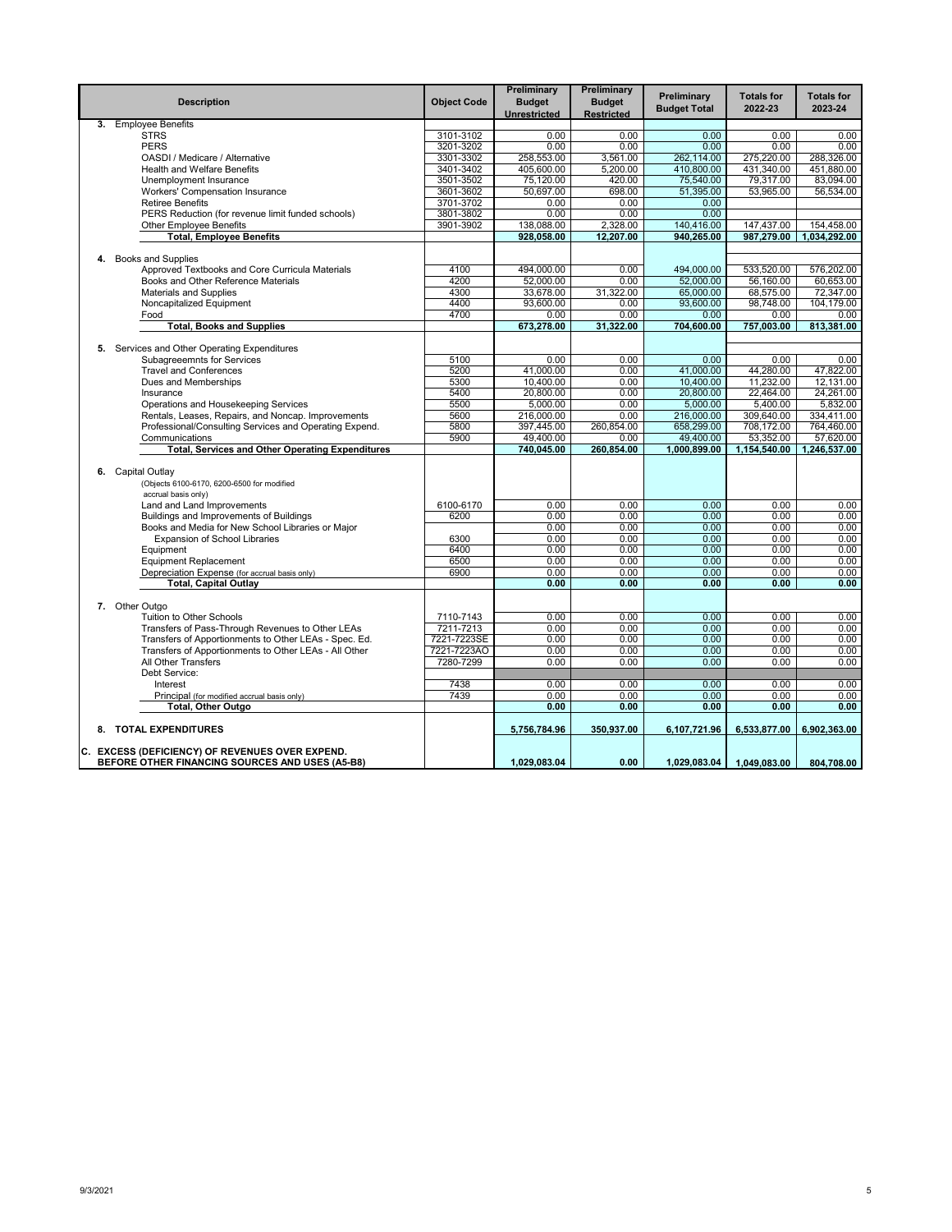| Description | Object Code | Preliminary Budget Unrestricted | Preliminary Budget Restricted | Preliminary Budget Total | Totals for 2022-23 | Totals for 2023-24 |
|---|---|---|---|---|---|---|
| **3.** Employee Benefits | | | | | | |
| STRS | 3101-3102 | 0.00 | 0.00 | 0.00 | 0.00 | 0.00 |
| PERS | 3201-3202 | 0.00 | 0.00 | 0.00 | 0.00 | 0.00 |
| OASDI / Medicare / Alternative | 3301-3302 | 258,553.00 | 3,561.00 | 262,114.00 | 275,220.00 | 288,326.00 |
| Health and Welfare Benefits | 3401-3402 | 405,600.00 | 5,200.00 | 410,800.00 | 431,340.00 | 451,880.00 |
| Unemployment Insurance | 3501-3502 | 75,120.00 | 420.00 | 75,540.00 | 79,317.00 | 83,094.00 |
| Workers' Compensation Insurance | 3601-3602 | 50,697.00 | 698.00 | 51,395.00 | 53,965.00 | 56,534.00 |
| Retiree Benefits | 3701-3702 | 0.00 | 0.00 | 0.00 | | |
| PERS Reduction (for revenue limit funded schools) | 3801-3802 | 0.00 | 0.00 | 0.00 | | |
| Other Employee Benefits | 3901-3902 | 138,088.00 | 2,328.00 | 140,416.00 | 147,437.00 | 154,458.00 |
| **Total, Employee Benefits** | | **928,058.00** | **12,207.00** | **940,265.00** | **987,279.00** | **1,034,292.00** |
| **4.** Books and Supplies | | | | | | |
| Approved Textbooks and Core Curricula Materials | 4100 | 494,000.00 | 0.00 | 494,000.00 | 533,520.00 | 576,202.00 |
| Books and Other Reference Materials | 4200 | 52,000.00 | 0.00 | 52,000.00 | 56,160.00 | 60,653.00 |
| Materials and Supplies | 4300 | 33,678.00 | 31,322.00 | 65,000.00 | 68,575.00 | 72,347.00 |
| Noncapitalized Equipment | 4400 | 93,600.00 | 0.00 | 93,600.00 | 98,748.00 | 104,179.00 |
| Food | 4700 | 0.00 | 0.00 | 0.00 | 0.00 | 0.00 |
| **Total, Books and Supplies** | | **673,278.00** | **31,322.00** | **704,600.00** | **757,003.00** | **813,381.00** |
| **5.** Services and Other Operating Expenditures | | | | | | |
| Subagreeemnts for Services | 5100 | 0.00 | 0.00 | 0.00 | 0.00 | 0.00 |
| Travel and Conferences | 5200 | 41,000.00 | 0.00 | 41,000.00 | 44,280.00 | 47,822.00 |
| Dues and Memberships | 5300 | 10,400.00 | 0.00 | 10,400.00 | 11,232.00 | 12,131.00 |
| Insurance | 5400 | 20,800.00 | 0.00 | 20,800.00 | 22,464.00 | 24,261.00 |
| Operations and Housekeeping Services | 5500 | 5,000.00 | 0.00 | 5,000.00 | 5,400.00 | 5,832.00 |
| Rentals, Leases, Repairs, and Noncap. Improvements | 5600 | 216,000.00 | 0.00 | 216,000.00 | 309,640.00 | 334,411.00 |
| Professional/Consulting Services and Operating Expend. | 5800 | 397,445.00 | 260,854.00 | 658,299.00 | 708,172.00 | 764,460.00 |
| Communications | 5900 | 49,400.00 | 0.00 | 49,400.00 | 53,352.00 | 57,620.00 |
| **Total, Services and Other Operating Expenditures** | | **740,045.00** | **260,854.00** | **1,000,899.00** | **1,154,540.00** | **1,246,537.00** |
| **6.** Capital Outlay (Objects 6100-6170, 6200-6500 for modified accrual basis only) | | | | | | |
| Land and Land Improvements | 6100-6170 | 0.00 | 0.00 | 0.00 | 0.00 | 0.00 |
| Buildings and Improvements of Buildings | 6200 | 0.00 | 0.00 | 0.00 | 0.00 | 0.00 |
| Books and Media for New School Libraries or Major Expansion of School Libraries | 6300 | 0.00 | 0.00 | 0.00 | 0.00 | 0.00 |
| Equipment | 6400 | 0.00 | 0.00 | 0.00 | 0.00 | 0.00 |
| Equipment Replacement | 6500 | 0.00 | 0.00 | 0.00 | 0.00 | 0.00 |
| Depreciation Expense (for accrual basis only) | 6900 | 0.00 | 0.00 | 0.00 | 0.00 | 0.00 |
| **Total, Capital Outlay** | | **0.00** | **0.00** | **0.00** | **0.00** | **0.00** |
| **7.** Other Outgo | | | | | | |
| Tuition to Other Schools | 7110-7143 | 0.00 | 0.00 | 0.00 | 0.00 | 0.00 |
| Transfers of Pass-Through Revenues to Other LEAs | 7211-7213 | 0.00 | 0.00 | 0.00 | 0.00 | 0.00 |
| Transfers of Apportionments to Other LEAs - Spec. Ed. | 7221-7223SE | 0.00 | 0.00 | 0.00 | 0.00 | 0.00 |
| Transfers of Apportionments to Other LEAs - All Other | 7221-7223AO | 0.00 | 0.00 | 0.00 | 0.00 | 0.00 |
| All Other Transfers | 7280-7299 | 0.00 | 0.00 | 0.00 | 0.00 | 0.00 |
| Debt Service: | | | | | | |
| Interest | 7438 | 0.00 | 0.00 | 0.00 | 0.00 | 0.00 |
| Principal (for modified accrual basis only) | 7439 | 0.00 | 0.00 | 0.00 | 0.00 | 0.00 |
| **Total, Other Outgo** | | **0.00** | **0.00** | **0.00** | **0.00** | **0.00** |
| **8. TOTAL EXPENDITURES** | | **5,756,784.96** | **350,937.00** | **6,107,721.96** | **6,533,877.00** | **6,902,363.00** |
| **C. EXCESS (DEFICIENCY) OF REVENUES OVER EXPEND. BEFORE OTHER FINANCING SOURCES AND USES (A5-B8)** | | **1,029,083.04** | **0.00** | **1,029,083.04** | **1,049,083.00** | **804,708.00** |

9/3/2021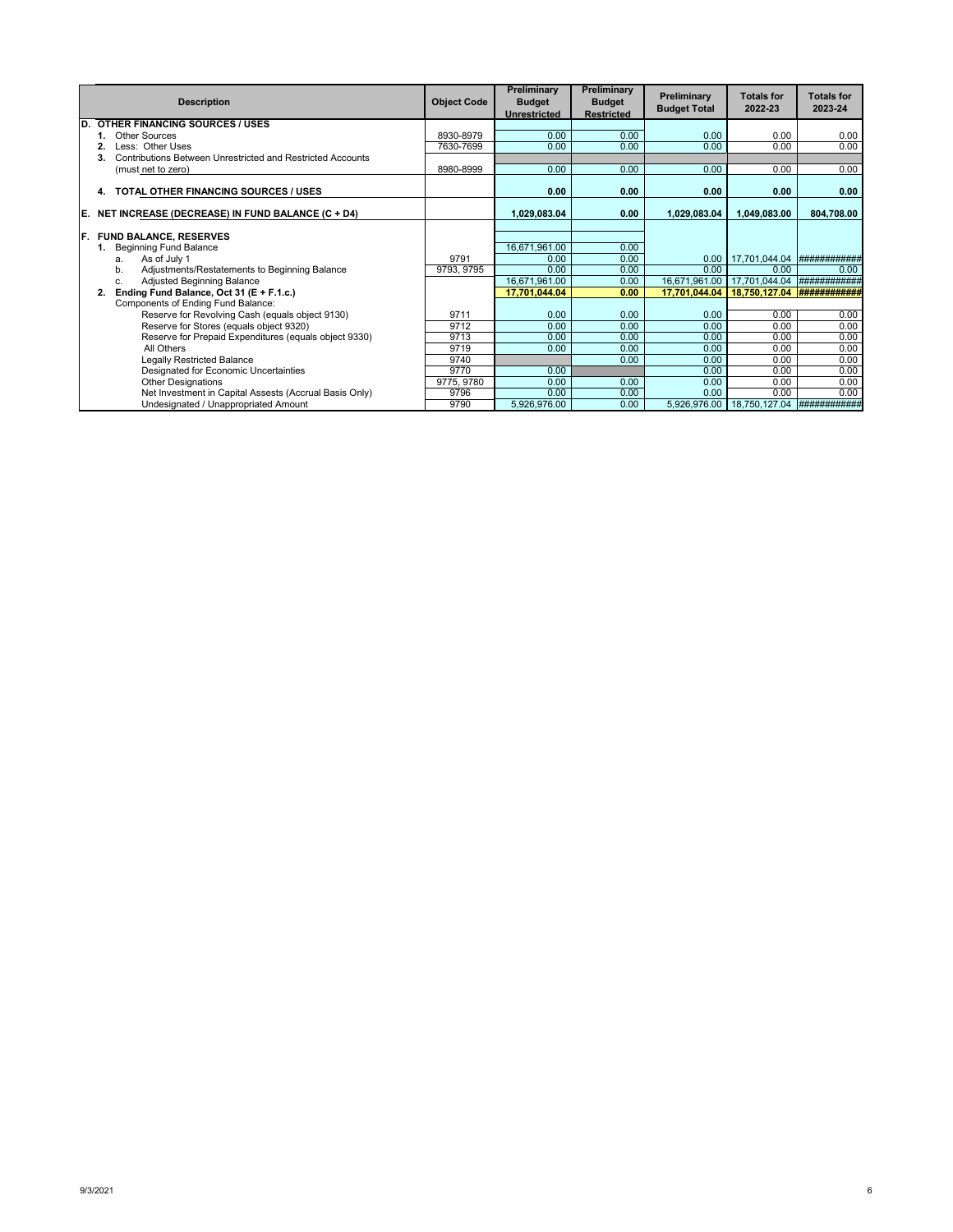| Description | Object Code | Preliminary Budget Unrestricted | Preliminary Budget Restricted | Preliminary Budget Total | Totals for 2022-23 | Totals for 2023-24 |
|---|---|---|---|---|---|---|
| **D. OTHER FINANCING SOURCES / USES** | | | | | | |
| 1. Other Sources | 8930-8979 | 0.00 | 0.00 | 0.00 | 0.00 | 0.00 |
| 2. Less: Other Uses | 7630-7699 | 0.00 | 0.00 | 0.00 | 0.00 | 0.00 |
| 3. Contributions Between Unrestricted and Restricted Accounts (must net to zero) | 8980-8999 | 0.00 | 0.00 | 0.00 | 0.00 | 0.00 |
| **4. TOTAL OTHER FINANCING SOURCES / USES** | | **0.00** | **0.00** | **0.00** | **0.00** | **0.00** |
| **E. NET INCREASE (DECREASE) IN FUND BALANCE (C + D4)** | | **1,029,083.04** | **0.00** | **1,029,083.04** | **1,049,083.00** | **804,708.00** |
| **F. FUND BALANCE, RESERVES** | | | | | | |
| 1. Beginning Fund Balance | | 16,671,961.00 | 0.00 | | | |
| a. As of July 1 | 9791 | 0.00 | 0.00 | 0.00 | 17,701,044.04 | ############ |
| b. Adjustments/Restatements to Beginning Balance | 9793, 9795 | 0.00 | 0.00 | 0.00 | 0.00 | 0.00 |
| c. Adjusted Beginning Balance | | 16,671,961.00 | 0.00 | 16,671,961.00 | 17,701,044.04 | ############ |
| **2. Ending Fund Balance, Oct 31 (E + F.1.c.)** | | **17,701,044.04** | **0.00** | **17,701,044.04** | **18,750,127.04** | **############** |
| Components of Ending Fund Balance: | | | | | | |
| Reserve for Revolving Cash (equals object 9130) | 9711 | 0.00 | 0.00 | 0.00 | 0.00 | 0.00 |
| Reserve for Stores (equals object 9320) | 9712 | 0.00 | 0.00 | 0.00 | 0.00 | 0.00 |
| Reserve for Prepaid Expenditures (equals object 9330) | 9713 | 0.00 | 0.00 | 0.00 | 0.00 | 0.00 |
| All Others | 9719 | 0.00 | 0.00 | 0.00 | 0.00 | 0.00 |
| Legally Restricted Balance | 9740 | | 0.00 | 0.00 | 0.00 | 0.00 |
| Designated for Economic Uncertainties | 9770 | 0.00 | | 0.00 | 0.00 | 0.00 |
| Other Designations | 9775, 9780 | 0.00 | 0.00 | 0.00 | 0.00 | 0.00 |
| Net Investment in Capital Assests (Accrual Basis Only) | 9796 | 0.00 | 0.00 | 0.00 | 0.00 | 0.00 |
| Undesignated / Unappropriated Amount | 9790 | 5,926,976.00 | 0.00 | 5,926,976.00 | 18,750,127.04 | ############ |

9/3/2021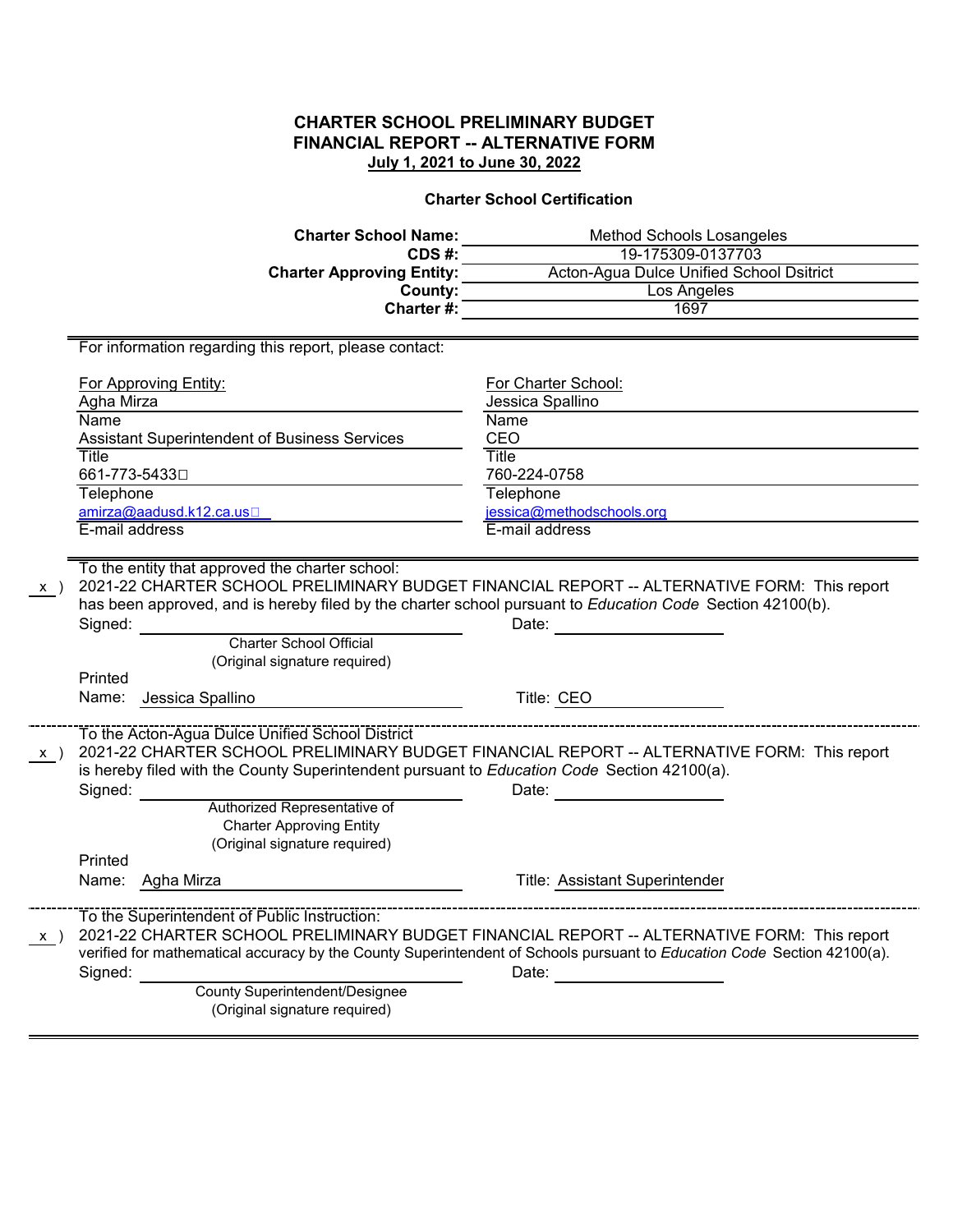# CHARTER SCHOOL PRELIMINARY BUDGET
# FINANCIAL REPORT -- ALTERNATIVE FORM
**July 1, 2021 to June 30, 2022**

**Charter School Certification**

| | |
|---|---|
| **Charter School Name:** | Method Schools Losangeles |
| **CDS #:** | 19-175309-0137703 |
| **Charter Approving Entity:** | Acton-Agua Dulce Unified School Dsitrict |
| **County:** | Los Angeles |
| **Charter #:** | 1697 |

For information regarding this report, please contact:

| For Approving Entity: | For Charter School: |
|---|---|
| Agha Mirza | Jessica Spallino |
| Name | Name |
| Assistant Superintendent of Business Services | CEO |
| Title | Title |
| 661-773-5433 | 760-224-0758 |
| Telephone | Telephone |
| amirza@aadusd.k12.ca.us | jessica@methodschools.org |
| E-mail address | E-mail address |

To the entity that approved the charter school:

x ) 2021-22 CHARTER SCHOOL PRELIMINARY BUDGET FINANCIAL REPORT -- ALTERNATIVE FORM: This report has been approved, and is hereby filed by the charter school pursuant to *Education Code* Section 42100(b).

Signed: ______________________ Date: ______________
Charter School Official
(Original signature required)

Printed Name: Jessica Spallino    Title: CEO

---

To the Acton-Agua Dulce Unified School District

x ) 2021-22 CHARTER SCHOOL PRELIMINARY BUDGET FINANCIAL REPORT -- ALTERNATIVE FORM: This report is hereby filed with the County Superintendent pursuant to *Education Code* Section 42100(a).

Signed: ______________________ Date: ______________
Authorized Representative of
Charter Approving Entity
(Original signature required)

Printed Name: Agha Mirza    Title: Assistant Superintender

---

To the Superintendent of Public Instruction:

x ) 2021-22 CHARTER SCHOOL PRELIMINARY BUDGET FINANCIAL REPORT -- ALTERNATIVE FORM: This report verified for mathematical accuracy by the County Superintendent of Schools pursuant to *Education Code* Section 42100(a).

Signed: ______________________ Date: ______________
County Superintendent/Designee
(Original signature required)